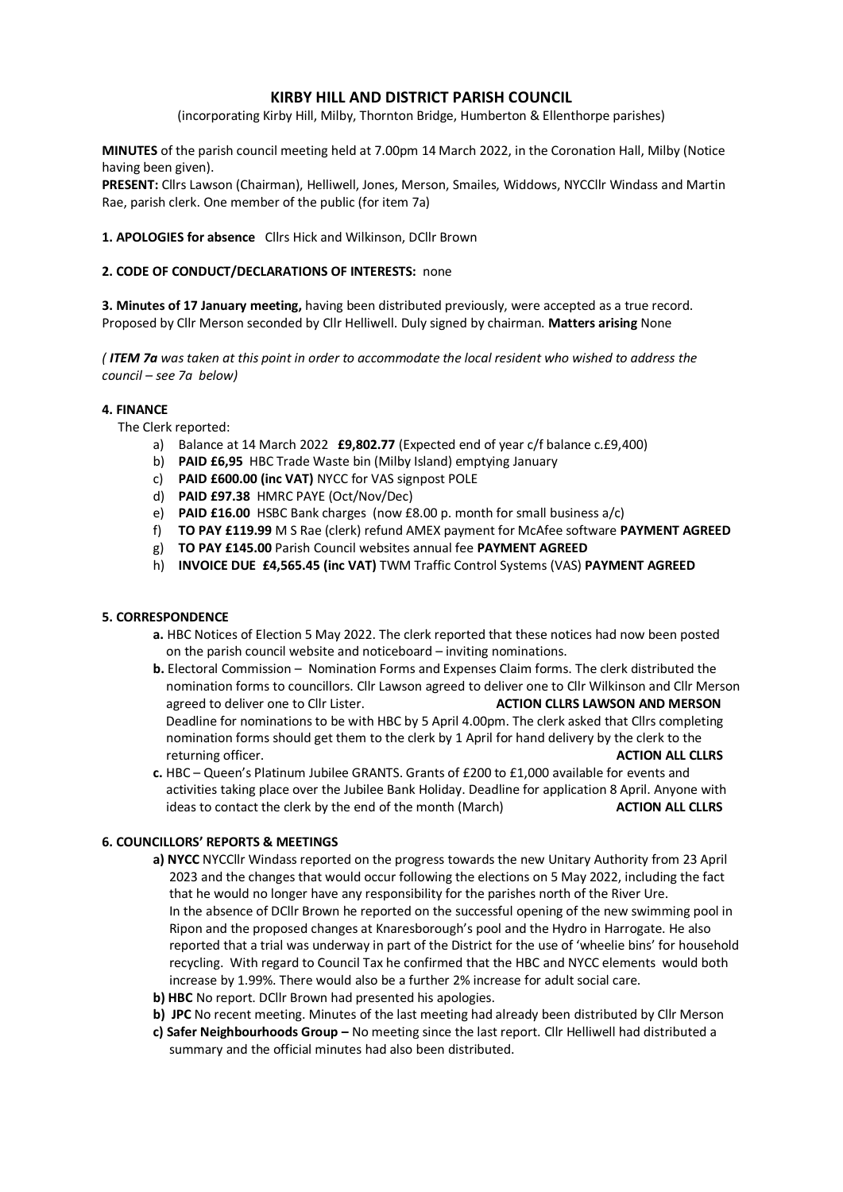# KIRBY HILL AND DISTRICT PARISH COUNCIL

(incorporating Kirby Hill, Milby, Thornton Bridge, Humberton & Ellenthorpe parishes)

**MINUTES** of the parish council meeting held at 7.00pm 14 March 2022, in the Coronation Hall, Milby (Notice having been given).

**PRESENT:** Cllrs Lawson (Chairman), Helliwell, Jones, Merson, Smailes, Widdows, NYCCllr Windass and Martin Rae, parish clerk. One member of the public (for item 7a)

**1. APOLOGIES for absence** Cllrs Hick and Wilkinson, DCllr Brown

**2. CODE OF CONDUCT/DECLARATIONS OF INTERESTS:** none

**3. Minutes of 17 January meeting,** having been distributed previously, were accepted as a true record. Proposed by Cllr Merson seconded by Cllr Helliwell. Duly signed by chairman. **Matters arising** None

*( **ITEM 7a** was taken at this point in order to accommodate the local resident who wished to address the council – see 7a below)*

**4. FINANCE**

The Clerk reported:

a) Balance at 14 March 2022 **£9,802.77** (Expected end of year c/f balance c.£9,400)
b) **PAID £6,95** HBC Trade Waste bin (Milby Island) emptying January
c) **PAID £600.00 (inc VAT)** NYCC for VAS signpost POLE
d) **PAID £97.38** HMRC PAYE (Oct/Nov/Dec)
e) **PAID £16.00** HSBC Bank charges (now £8.00 p. month for small business a/c)
f) **TO PAY £119.99** M S Rae (clerk) refund AMEX payment for McAfee software **PAYMENT AGREED**
g) **TO PAY £145.00** Parish Council websites annual fee **PAYMENT AGREED**
h) **INVOICE DUE £4,565.45 (inc VAT)** TWM Traffic Control Systems (VAS) **PAYMENT AGREED**

**5. CORRESPONDENCE**

**a.** HBC Notices of Election 5 May 2022. The clerk reported that these notices had now been posted on the parish council website and noticeboard – inviting nominations.

**b.** Electoral Commission – Nomination Forms and Expenses Claim forms. The clerk distributed the nomination forms to councillors. Cllr Lawson agreed to deliver one to Cllr Wilkinson and Cllr Merson agreed to deliver one to Cllr Lister. **ACTION CLLRS LAWSON AND MERSON**
Deadline for nominations to be with HBC by 5 April 4.00pm. The clerk asked that Cllrs completing nomination forms should get them to the clerk by 1 April for hand delivery by the clerk to the returning officer. **ACTION ALL CLLRS**

**c.** HBC – Queen's Platinum Jubilee GRANTS. Grants of £200 to £1,000 available for events and activities taking place over the Jubilee Bank Holiday. Deadline for application 8 April. Anyone with ideas to contact the clerk by the end of the month (March) **ACTION ALL CLLRS**

**6. COUNCILLORS' REPORTS & MEETINGS**

**a) NYCC** NYCCllr Windass reported on the progress towards the new Unitary Authority from 23 April 2023 and the changes that would occur following the elections on 5 May 2022, including the fact that he would no longer have any responsibility for the parishes north of the River Ure.
In the absence of DCllr Brown he reported on the successful opening of the new swimming pool in Ripon and the proposed changes at Knaresborough's pool and the Hydro in Harrogate. He also reported that a trial was underway in part of the District for the use of 'wheelie bins' for household recycling. With regard to Council Tax he confirmed that the HBC and NYCC elements would both increase by 1.99%. There would also be a further 2% increase for adult social care.

**b) HBC** No report. DCllr Brown had presented his apologies.

**b) JPC** No recent meeting. Minutes of the last meeting had already been distributed by Cllr Merson

**c) Safer Neighbourhoods Group –** No meeting since the last report. Cllr Helliwell had distributed a summary and the official minutes had also been distributed.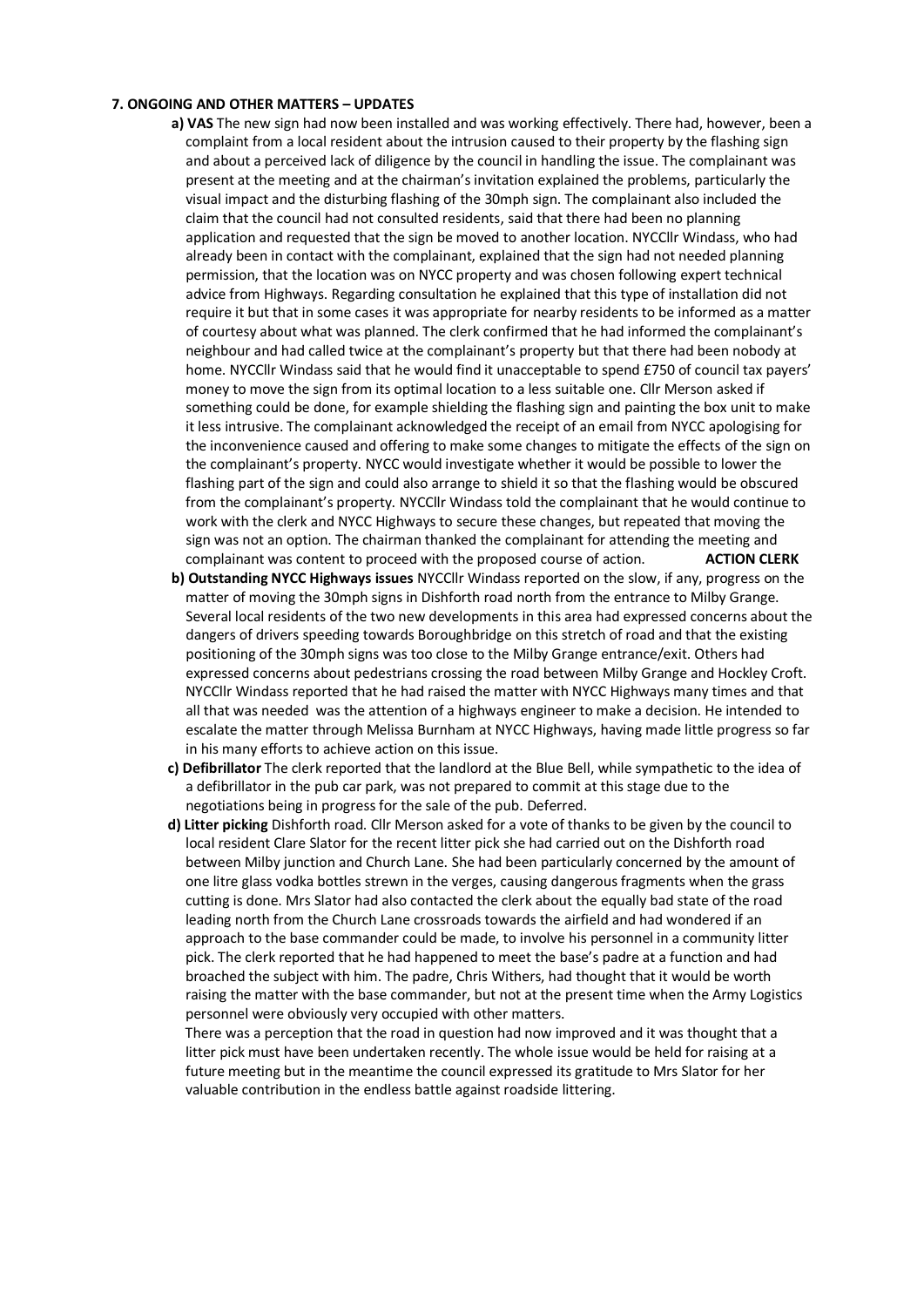**7. ONGOING AND OTHER MATTERS – UPDATES**

**a) VAS** The new sign had now been installed and was working effectively. There had, however, been a complaint from a local resident about the intrusion caused to their property by the flashing sign and about a perceived lack of diligence by the council in handling the issue. The complainant was present at the meeting and at the chairman's invitation explained the problems, particularly the visual impact and the disturbing flashing of the 30mph sign. The complainant also included the claim that the council had not consulted residents, said that there had been no planning application and requested that the sign be moved to another location. NYCCllr Windass, who had already been in contact with the complainant, explained that the sign had not needed planning permission, that the location was on NYCC property and was chosen following expert technical advice from Highways. Regarding consultation he explained that this type of installation did not require it but that in some cases it was appropriate for nearby residents to be informed as a matter of courtesy about what was planned. The clerk confirmed that he had informed the complainant's neighbour and had called twice at the complainant's property but that there had been nobody at home. NYCCllr Windass said that he would find it unacceptable to spend £750 of council tax payers' money to move the sign from its optimal location to a less suitable one. Cllr Merson asked if something could be done, for example shielding the flashing sign and painting the box unit to make it less intrusive. The complainant acknowledged the receipt of an email from NYCC apologising for the inconvenience caused and offering to make some changes to mitigate the effects of the sign on the complainant's property. NYCC would investigate whether it would be possible to lower the flashing part of the sign and could also arrange to shield it so that the flashing would be obscured from the complainant's property. NYCCllr Windass told the complainant that he would continue to work with the clerk and NYCC Highways to secure these changes, but repeated that moving the sign was not an option. The chairman thanked the complainant for attending the meeting and complainant was content to proceed with the proposed course of action. **ACTION CLERK**

**b) Outstanding NYCC Highways issues** NYCCllr Windass reported on the slow, if any, progress on the matter of moving the 30mph signs in Dishforth road north from the entrance to Milby Grange. Several local residents of the two new developments in this area had expressed concerns about the dangers of drivers speeding towards Boroughbridge on this stretch of road and that the existing positioning of the 30mph signs was too close to the Milby Grange entrance/exit. Others had expressed concerns about pedestrians crossing the road between Milby Grange and Hockley Croft. NYCCllr Windass reported that he had raised the matter with NYCC Highways many times and that all that was needed was the attention of a highways engineer to make a decision. He intended to escalate the matter through Melissa Burnham at NYCC Highways, having made little progress so far in his many efforts to achieve action on this issue.

**c) Defibrillator** The clerk reported that the landlord at the Blue Bell, while sympathetic to the idea of a defibrillator in the pub car park, was not prepared to commit at this stage due to the negotiations being in progress for the sale of the pub. Deferred.

**d) Litter picking** Dishforth road. Cllr Merson asked for a vote of thanks to be given by the council to local resident Clare Slator for the recent litter pick she had carried out on the Dishforth road between Milby junction and Church Lane. She had been particularly concerned by the amount of one litre glass vodka bottles strewn in the verges, causing dangerous fragments when the grass cutting is done. Mrs Slator had also contacted the clerk about the equally bad state of the road leading north from the Church Lane crossroads towards the airfield and had wondered if an approach to the base commander could be made, to involve his personnel in a community litter pick. The clerk reported that he had happened to meet the base's padre at a function and had broached the subject with him. The padre, Chris Withers, had thought that it would be worth raising the matter with the base commander, but not at the present time when the Army Logistics personnel were obviously very occupied with other matters.

There was a perception that the road in question had now improved and it was thought that a litter pick must have been undertaken recently. The whole issue would be held for raising at a future meeting but in the meantime the council expressed its gratitude to Mrs Slator for her valuable contribution in the endless battle against roadside littering.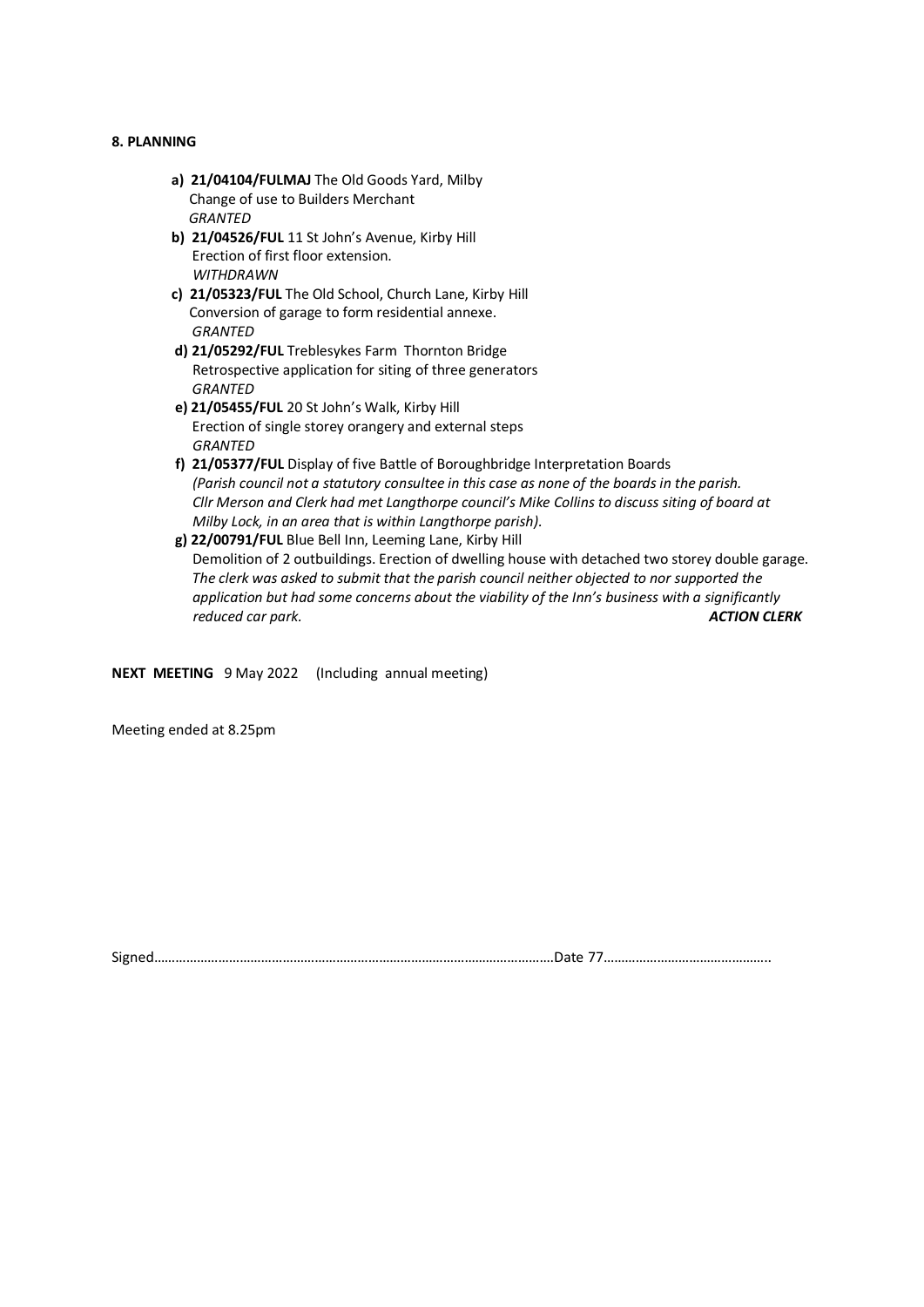**8. PLANNING**

a) **21/04104/FULMAJ** The Old Goods Yard, Milby
Change of use to Builders Merchant
*GRANTED*

b) **21/04526/FUL** 11 St John's Avenue, Kirby Hill
Erection of first floor extension.
*WITHDRAWN*

c) **21/05323/FUL** The Old School, Church Lane, Kirby Hill
Conversion of garage to form residential annexe.
*GRANTED*

d) **21/05292/FUL** Treblesykes Farm Thornton Bridge
Retrospective application for siting of three generators
*GRANTED*

e) **21/05455/FUL** 20 St John's Walk, Kirby Hill
Erection of single storey orangery and external steps
*GRANTED*

f) **21/05377/FUL** Display of five Battle of Boroughbridge Interpretation Boards
*(Parish council not a statutory consultee in this case as none of the boards in the parish. Cllr Merson and Clerk had met Langthorpe council's Mike Collins to discuss siting of board at Milby Lock, in an area that is within Langthorpe parish).*

g) **22/00791/FUL** Blue Bell Inn, Leeming Lane, Kirby Hill
Demolition of 2 outbuildings. Erection of dwelling house with detached two storey double garage.
*The clerk was asked to submit that the parish council neither objected to nor supported the application but had some concerns about the viability of the Inn's business with a significantly reduced car park.* ***ACTION CLERK***

**NEXT MEETING** 9 May 2022 (Including annual meeting)

Meeting ended at 8.25pm

Signed……………………………………………………………………………………………Date 77………………………………………..